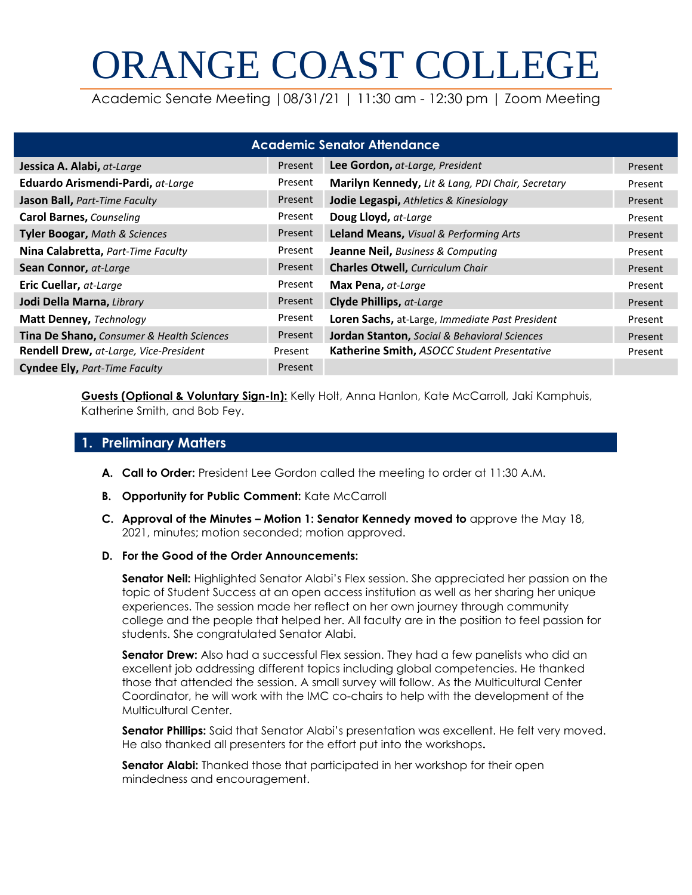# ORANGE COAST COLLEGE

Academic Senate Meeting |08/31/21 | 11:30 am - 12:30 pm | Zoom Meeting

| Academic Senator Attendance | | | |
|---|---|---|---|
| **Jessica A. Alabi,** *at-Large* | Present | **Lee Gordon,** *at-Large, President* | Present |
| **Eduardo Arismendi-Pardi,** *at-Large* | Present | **Marilyn Kennedy,** *Lit & Lang, PDI Chair, Secretary* | Present |
| **Jason Ball,** *Part-Time Faculty* | Present | **Jodie Legaspi,** *Athletics & Kinesiology* | Present |
| **Carol Barnes,** *Counseling* | Present | **Doug Lloyd,** *at-Large* | Present |
| **Tyler Boogar,** *Math & Sciences* | Present | **Leland Means,** *Visual & Performing Arts* | Present |
| **Nina Calabretta,** *Part-Time Faculty* | Present | **Jeanne Neil,** *Business & Computing* | Present |
| **Sean Connor,** *at-Large* | Present | **Charles Otwell,** *Curriculum Chair* | Present |
| **Eric Cuellar,** *at-Large* | Present | **Max Pena,** *at-Large* | Present |
| **Jodi Della Marna,** *Library* | Present | **Clyde Phillips,** *at-Large* | Present |
| **Matt Denney,** *Technology* | Present | **Loren Sachs,** at-Large, *Immediate Past President* | Present |
| **Tina De Shano,** *Consumer & Health Sciences* | Present | **Jordan Stanton,** *Social & Behavioral Sciences* | Present |
| **Rendell Drew,** *at-Large, Vice-President* | Present | **Katherine Smith,** *ASOCC Student Presentative* | Present |
| **Cyndee Ely,** *Part-Time Faculty* | Present | | |

**Guests (Optional & Voluntary Sign-In):** Kelly Holt, Anna Hanlon, Kate McCarroll, Jaki Kamphuis, Katherine Smith, and Bob Fey.

## 1. Preliminary Matters

**A. Call to Order:** President Lee Gordon called the meeting to order at 11:30 A.M.

**B. Opportunity for Public Comment:** Kate McCarroll

**C. Approval of the Minutes – Motion 1: Senator Kennedy moved to** approve the May 18, 2021, minutes; motion seconded; motion approved.

**D. For the Good of the Order Announcements:**

**Senator Neil:** Highlighted Senator Alabi's Flex session. She appreciated her passion on the topic of Student Success at an open access institution as well as her sharing her unique experiences. The session made her reflect on her own journey through community college and the people that helped her. All faculty are in the position to feel passion for students. She congratulated Senator Alabi.

**Senator Drew:** Also had a successful Flex session. They had a few panelists who did an excellent job addressing different topics including global competencies. He thanked those that attended the session. A small survey will follow. As the Multicultural Center Coordinator, he will work with the IMC co-chairs to help with the development of the Multicultural Center.

**Senator Phillips:** Said that Senator Alabi's presentation was excellent. He felt very moved. He also thanked all presenters for the effort put into the workshops.

**Senator Alabi:** Thanked those that participated in her workshop for their open mindedness and encouragement.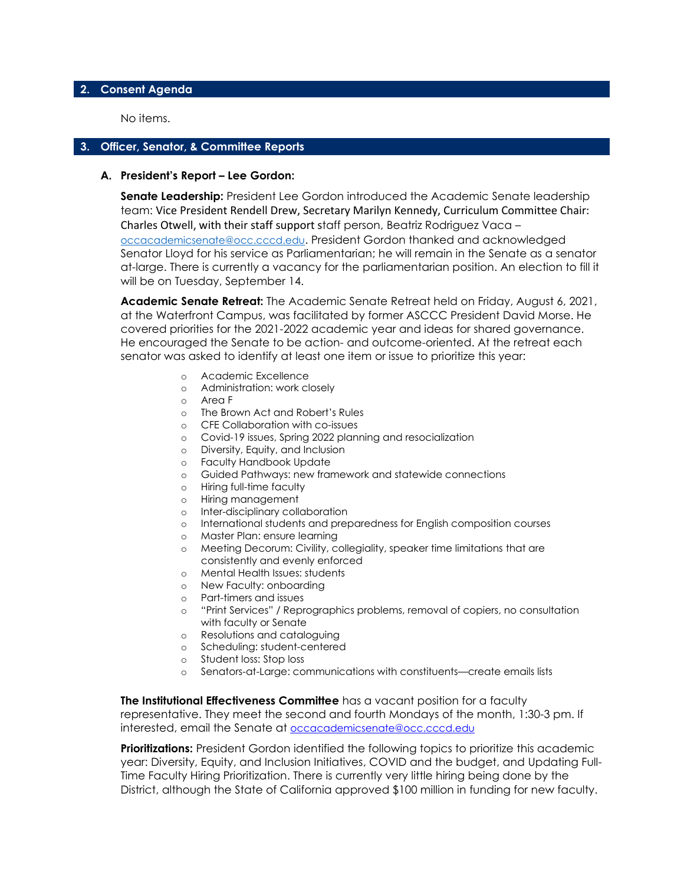## 2. Consent Agenda

No items.

## 3. Officer, Senator, & Committee Reports

### A. President's Report – Lee Gordon:

**Senate Leadership:** President Lee Gordon introduced the Academic Senate leadership team: Vice President Rendell Drew, Secretary Marilyn Kennedy, Curriculum Committee Chair: Charles Otwell, with their staff support staff person, Beatriz Rodriguez Vaca – occacademicsenate@occ.cccd.edu. President Gordon thanked and acknowledged Senator Lloyd for his service as Parliamentarian; he will remain in the Senate as a senator at-large. There is currently a vacancy for the parliamentarian position. An election to fill it will be on Tuesday, September 14.

**Academic Senate Retreat:** The Academic Senate Retreat held on Friday, August 6, 2021, at the Waterfront Campus, was facilitated by former ASCCC President David Morse. He covered priorities for the 2021-2022 academic year and ideas for shared governance. He encouraged the Senate to be action- and outcome-oriented. At the retreat each senator was asked to identify at least one item or issue to prioritize this year:

- Academic Excellence
- Administration: work closely
- Area F
- The Brown Act and Robert's Rules
- CFE Collaboration with co-issues
- Covid-19 issues, Spring 2022 planning and resocialization
- Diversity, Equity, and Inclusion
- Faculty Handbook Update
- Guided Pathways: new framework and statewide connections
- Hiring full-time faculty
- Hiring management
- Inter-disciplinary collaboration
- International students and preparedness for English composition courses
- Master Plan: ensure learning
- Meeting Decorum: Civility, collegiality, speaker time limitations that are consistently and evenly enforced
- Mental Health Issues: students
- New Faculty: onboarding
- Part-timers and issues
- "Print Services" / Reprographics problems, removal of copiers, no consultation with faculty or Senate
- Resolutions and cataloguing
- Scheduling: student-centered
- Student loss: Stop loss
- Senators-at-Large: communications with constituents—create emails lists

**The Institutional Effectiveness Committee** has a vacant position for a faculty representative. They meet the second and fourth Mondays of the month, 1:30-3 pm. If interested, email the Senate at occacademicsenate@occ.cccd.edu

**Prioritizations:** President Gordon identified the following topics to prioritize this academic year: Diversity, Equity, and Inclusion Initiatives, COVID and the budget, and Updating Full-Time Faculty Hiring Prioritization. There is currently very little hiring being done by the District, although the State of California approved $100 million in funding for new faculty.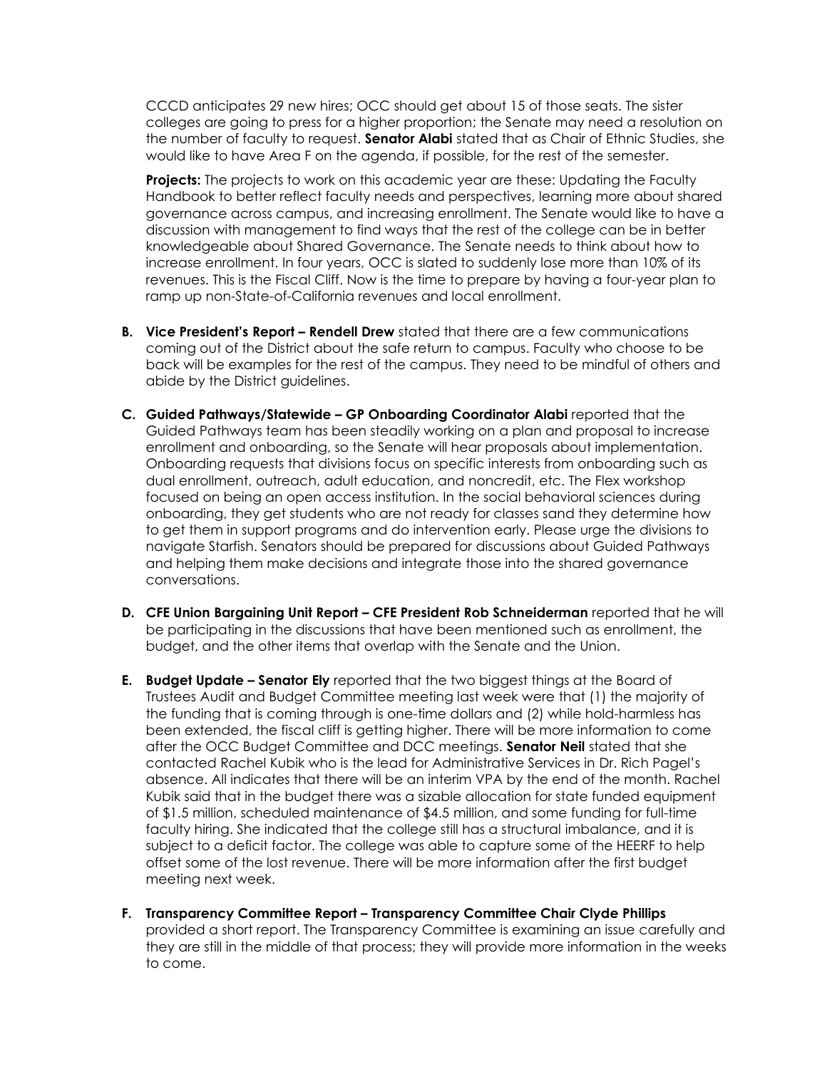CCCD anticipates 29 new hires; OCC should get about 15 of those seats. The sister colleges are going to press for a higher proportion; the Senate may need a resolution on the number of faculty to request. **Senator Alabi** stated that as Chair of Ethnic Studies, she would like to have Area F on the agenda, if possible, for the rest of the semester.

**Projects:** The projects to work on this academic year are these: Updating the Faculty Handbook to better reflect faculty needs and perspectives, learning more about shared governance across campus, and increasing enrollment. The Senate would like to have a discussion with management to find ways that the rest of the college can be in better knowledgeable about Shared Governance. The Senate needs to think about how to increase enrollment. In four years, OCC is slated to suddenly lose more than 10% of its revenues. This is the Fiscal Cliff. Now is the time to prepare by having a four-year plan to ramp up non-State-of-California revenues and local enrollment.

**B. Vice President's Report – Rendell Drew** stated that there are a few communications coming out of the District about the safe return to campus. Faculty who choose to be back will be examples for the rest of the campus. They need to be mindful of others and abide by the District guidelines.

**C. Guided Pathways/Statewide – GP Onboarding Coordinator Alabi** reported that the Guided Pathways team has been steadily working on a plan and proposal to increase enrollment and onboarding, so the Senate will hear proposals about implementation. Onboarding requests that divisions focus on specific interests from onboarding such as dual enrollment, outreach, adult education, and noncredit, etc. The Flex workshop focused on being an open access institution. In the social behavioral sciences during onboarding, they get students who are not ready for classes sand they determine how to get them in support programs and do intervention early. Please urge the divisions to navigate Starfish. Senators should be prepared for discussions about Guided Pathways and helping them make decisions and integrate those into the shared governance conversations.

**D. CFE Union Bargaining Unit Report – CFE President Rob Schneiderman** reported that he will be participating in the discussions that have been mentioned such as enrollment, the budget, and the other items that overlap with the Senate and the Union.

**E. Budget Update – Senator Ely** reported that the two biggest things at the Board of Trustees Audit and Budget Committee meeting last week were that (1) the majority of the funding that is coming through is one-time dollars and (2) while hold-harmless has been extended, the fiscal cliff is getting higher. There will be more information to come after the OCC Budget Committee and DCC meetings. **Senator Neil** stated that she contacted Rachel Kubik who is the lead for Administrative Services in Dr. Rich Pagel's absence. All indicates that there will be an interim VPA by the end of the month. Rachel Kubik said that in the budget there was a sizable allocation for state funded equipment of $1.5 million, scheduled maintenance of $4.5 million, and some funding for full-time faculty hiring. She indicated that the college still has a structural imbalance, and it is subject to a deficit factor. The college was able to capture some of the HEERF to help offset some of the lost revenue. There will be more information after the first budget meeting next week.

**F. Transparency Committee Report – Transparency Committee Chair Clyde Phillips** provided a short report. The Transparency Committee is examining an issue carefully and they are still in the middle of that process; they will provide more information in the weeks to come.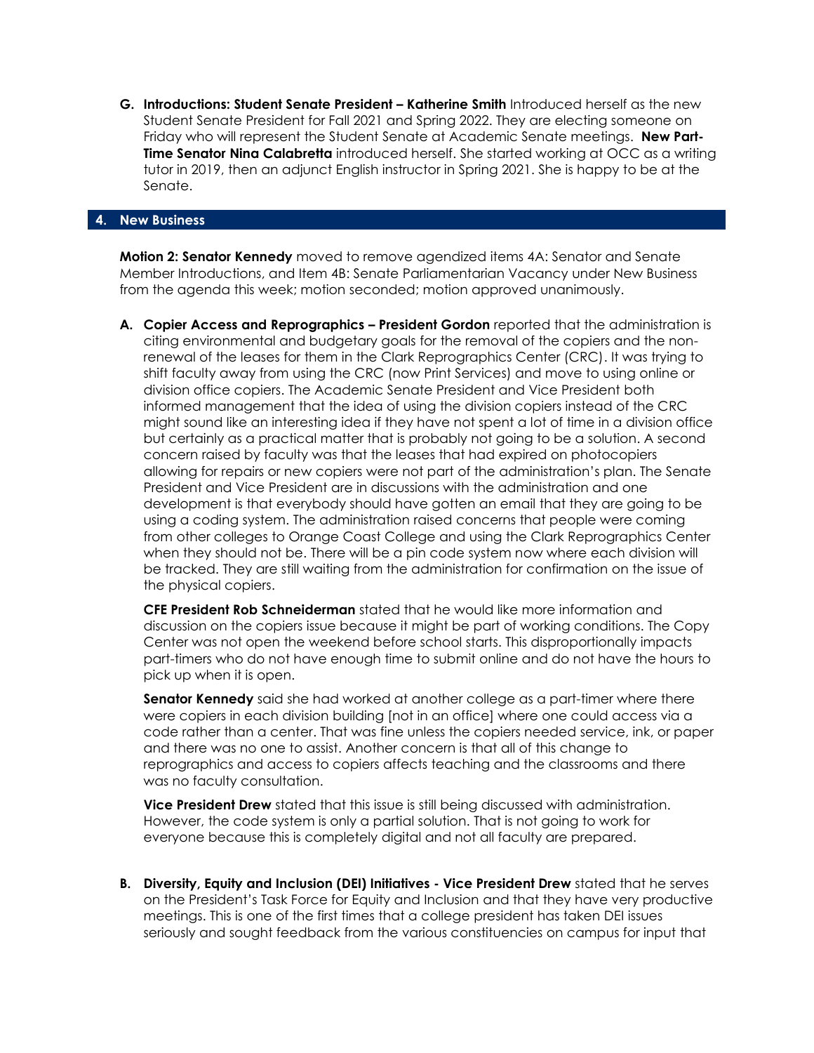**G. Introductions: Student Senate President – Katherine Smith** Introduced herself as the new Student Senate President for Fall 2021 and Spring 2022. They are electing someone on Friday who will represent the Student Senate at Academic Senate meetings. **New Part-Time Senator Nina Calabretta** introduced herself. She started working at OCC as a writing tutor in 2019, then an adjunct English instructor in Spring 2021. She is happy to be at the Senate.

## 4. New Business

**Motion 2: Senator Kennedy** moved to remove agendized items 4A: Senator and Senate Member Introductions, and Item 4B: Senate Parliamentarian Vacancy under New Business from the agenda this week; motion seconded; motion approved unanimously.

**A. Copier Access and Reprographics – President Gordon** reported that the administration is citing environmental and budgetary goals for the removal of the copiers and the non-renewal of the leases for them in the Clark Reprographics Center (CRC). It was trying to shift faculty away from using the CRC (now Print Services) and move to using online or division office copiers. The Academic Senate President and Vice President both informed management that the idea of using the division copiers instead of the CRC might sound like an interesting idea if they have not spent a lot of time in a division office but certainly as a practical matter that is probably not going to be a solution. A second concern raised by faculty was that the leases that had expired on photocopiers allowing for repairs or new copiers were not part of the administration's plan. The Senate President and Vice President are in discussions with the administration and one development is that everybody should have gotten an email that they are going to be using a coding system. The administration raised concerns that people were coming from other colleges to Orange Coast College and using the Clark Reprographics Center when they should not be. There will be a pin code system now where each division will be tracked. They are still waiting from the administration for confirmation on the issue of the physical copiers.

**CFE President Rob Schneiderman** stated that he would like more information and discussion on the copiers issue because it might be part of working conditions. The Copy Center was not open the weekend before school starts. This disproportionally impacts part-timers who do not have enough time to submit online and do not have the hours to pick up when it is open.

**Senator Kennedy** said she had worked at another college as a part-timer where there were copiers in each division building [not in an office] where one could access via a code rather than a center. That was fine unless the copiers needed service, ink, or paper and there was no one to assist. Another concern is that all of this change to reprographics and access to copiers affects teaching and the classrooms and there was no faculty consultation.

**Vice President Drew** stated that this issue is still being discussed with administration. However, the code system is only a partial solution. That is not going to work for everyone because this is completely digital and not all faculty are prepared.

**B. Diversity, Equity and Inclusion (DEI) Initiatives - Vice President Drew** stated that he serves on the President's Task Force for Equity and Inclusion and that they have very productive meetings. This is one of the first times that a college president has taken DEI issues seriously and sought feedback from the various constituencies on campus for input that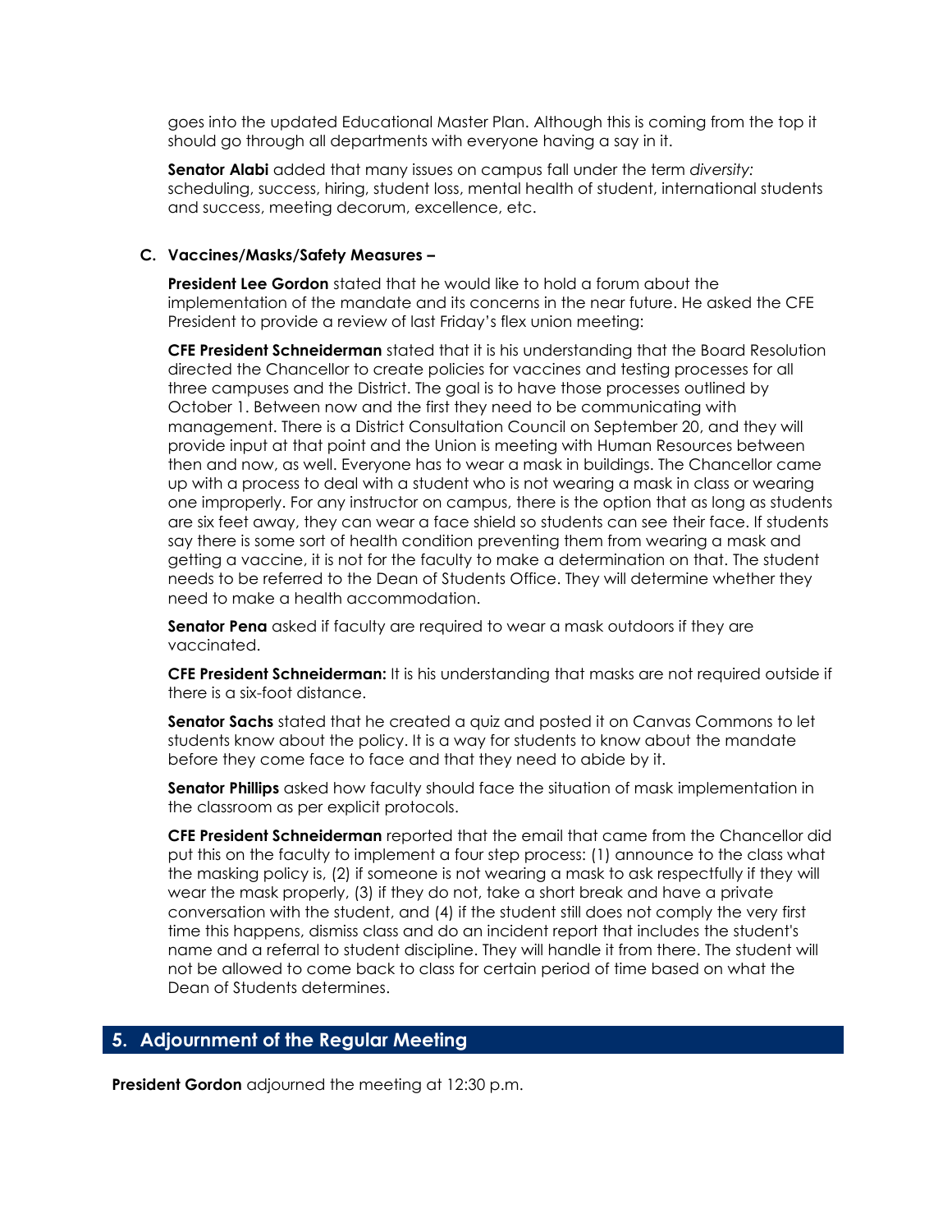goes into the updated Educational Master Plan. Although this is coming from the top it should go through all departments with everyone having a say in it.

**Senator Alabi** added that many issues on campus fall under the term *diversity:* scheduling, success, hiring, student loss, mental health of student, international students and success, meeting decorum, excellence, etc.

**C. Vaccines/Masks/Safety Measures –**

**President Lee Gordon** stated that he would like to hold a forum about the implementation of the mandate and its concerns in the near future. He asked the CFE President to provide a review of last Friday's flex union meeting:

**CFE President Schneiderman** stated that it is his understanding that the Board Resolution directed the Chancellor to create policies for vaccines and testing processes for all three campuses and the District. The goal is to have those processes outlined by October 1. Between now and the first they need to be communicating with management. There is a District Consultation Council on September 20, and they will provide input at that point and the Union is meeting with Human Resources between then and now, as well. Everyone has to wear a mask in buildings. The Chancellor came up with a process to deal with a student who is not wearing a mask in class or wearing one improperly. For any instructor on campus, there is the option that as long as students are six feet away, they can wear a face shield so students can see their face. If students say there is some sort of health condition preventing them from wearing a mask and getting a vaccine, it is not for the faculty to make a determination on that. The student needs to be referred to the Dean of Students Office. They will determine whether they need to make a health accommodation.

**Senator Pena** asked if faculty are required to wear a mask outdoors if they are vaccinated.

**CFE President Schneiderman:** It is his understanding that masks are not required outside if there is a six-foot distance.

**Senator Sachs** stated that he created a quiz and posted it on Canvas Commons to let students know about the policy. It is a way for students to know about the mandate before they come face to face and that they need to abide by it.

**Senator Phillips** asked how faculty should face the situation of mask implementation in the classroom as per explicit protocols.

**CFE President Schneiderman** reported that the email that came from the Chancellor did put this on the faculty to implement a four step process: (1) announce to the class what the masking policy is, (2) if someone is not wearing a mask to ask respectfully if they will wear the mask properly, (3) if they do not, take a short break and have a private conversation with the student, and (4) if the student still does not comply the very first time this happens, dismiss class and do an incident report that includes the student's name and a referral to student discipline. They will handle it from there. The student will not be allowed to come back to class for certain period of time based on what the Dean of Students determines.

## 5. Adjournment of the Regular Meeting

**President Gordon** adjourned the meeting at 12:30 p.m.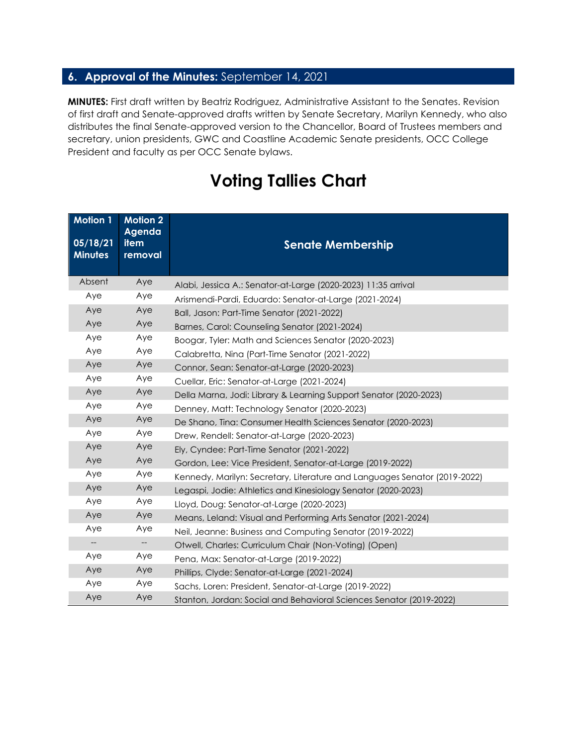## 6. Approval of the Minutes: September 14, 2021

**MINUTES:** First draft written by Beatriz Rodriguez, Administrative Assistant to the Senates. Revision of first draft and Senate-approved drafts written by Senate Secretary, Marilyn Kennedy, who also distributes the final Senate-approved version to the Chancellor, Board of Trustees members and secretary, union presidents, GWC and Coastline Academic Senate presidents, OCC College President and faculty as per OCC Senate bylaws.

# Voting Tallies Chart

| Motion 1 05/18/21 Minutes | Motion 2 Agenda item removal | Senate Membership |
|---|---|---|
| Absent | Aye | Alabi, Jessica A.: Senator-at-Large (2020-2023) 11:35 arrival |
| Aye | Aye | Arismendi-Pardi, Eduardo: Senator-at-Large (2021-2024) |
| Aye | Aye | Ball, Jason: Part-Time Senator (2021-2022) |
| Aye | Aye | Barnes, Carol: Counseling Senator (2021-2024) |
| Aye | Aye | Boogar, Tyler: Math and Sciences Senator (2020-2023) |
| Aye | Aye | Calabretta, Nina (Part-Time Senator (2021-2022) |
| Aye | Aye | Connor, Sean: Senator-at-Large (2020-2023) |
| Aye | Aye | Cuellar, Eric: Senator-at-Large (2021-2024) |
| Aye | Aye | Della Marna, Jodi: Library & Learning Support Senator (2020-2023) |
| Aye | Aye | Denney, Matt: Technology Senator (2020-2023) |
| Aye | Aye | De Shano, Tina: Consumer Health Sciences Senator (2020-2023) |
| Aye | Aye | Drew, Rendell: Senator-at-Large (2020-2023) |
| Aye | Aye | Ely, Cyndee: Part-Time Senator (2021-2022) |
| Aye | Aye | Gordon, Lee: Vice President, Senator-at-Large (2019-2022) |
| Aye | Aye | Kennedy, Marilyn: Secretary, Literature and Languages Senator (2019-2022) |
| Aye | Aye | Legaspi, Jodie: Athletics and Kinesiology Senator (2020-2023) |
| Aye | Aye | Lloyd, Doug: Senator-at-Large (2020-2023) |
| Aye | Aye | Means, Leland: Visual and Performing Arts Senator (2021-2024) |
| Aye | Aye | Neil, Jeanne: Business and Computing Senator (2019-2022) |
| -- | -- | Otwell, Charles: Curriculum Chair (Non-Voting) (Open) |
| Aye | Aye | Pena, Max: Senator-at-Large (2019-2022) |
| Aye | Aye | Phillips, Clyde: Senator-at-Large (2021-2024) |
| Aye | Aye | Sachs, Loren: President, Senator-at-Large (2019-2022) |
| Aye | Aye | Stanton, Jordan: Social and Behavioral Sciences Senator (2019-2022) |